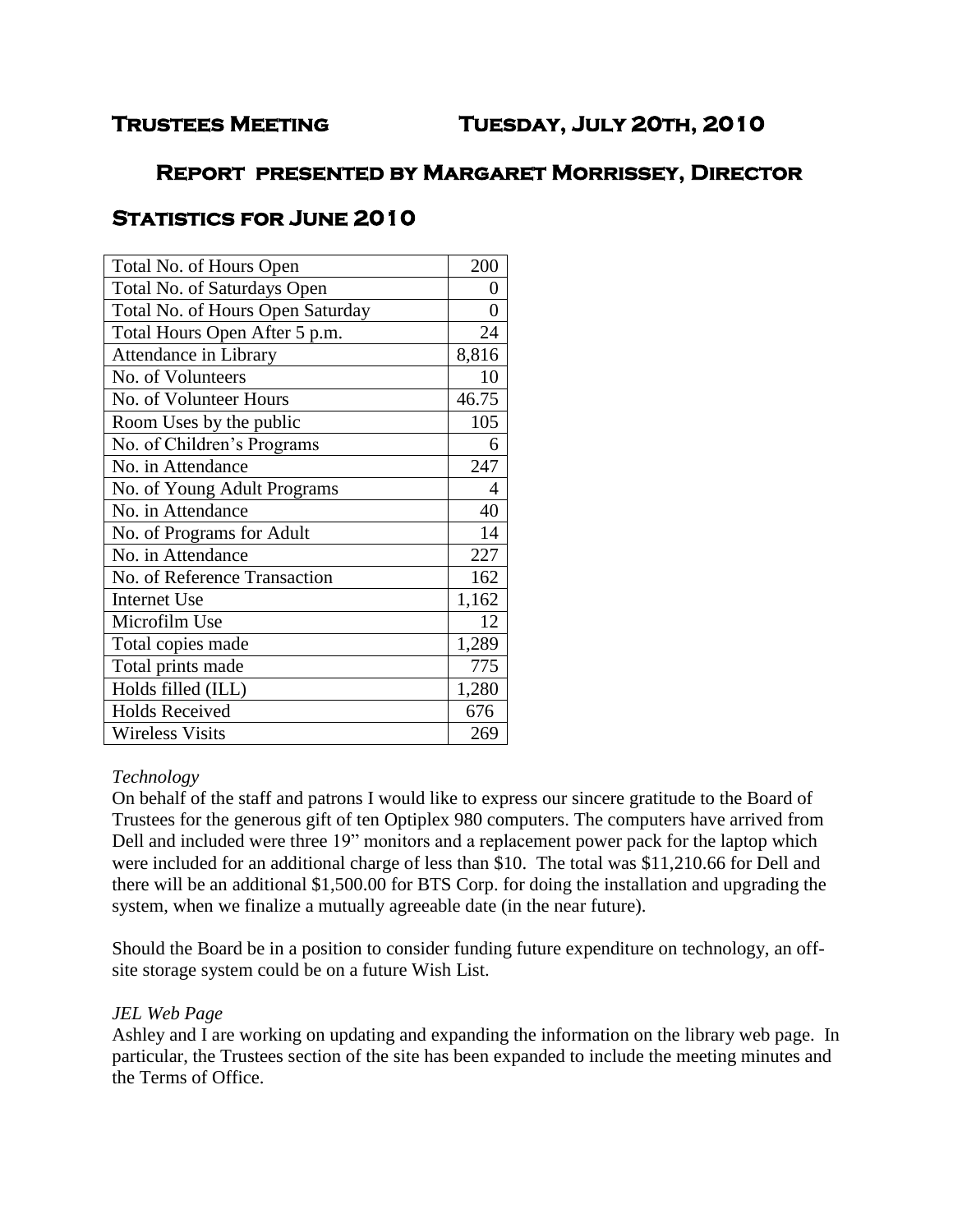# Trustees Meeting Tuesday, July 20th, 2010

## Report presented by Margaret Morrissey, Director

## Statistics for June 2010

| | |
|---|---|
| Total No. of Hours Open | 200 |
| Total No. of Saturdays Open | 0 |
| Total No. of Hours Open Saturday | 0 |
| Total Hours Open After 5 p.m. | 24 |
| Attendance in Library | 8,816 |
| No. of Volunteers | 10 |
| No. of Volunteer Hours | 46.75 |
| Room Uses by the public | 105 |
| No. of Children's Programs | 6 |
| No. in Attendance | 247 |
| No. of Young Adult Programs | 4 |
| No. in Attendance | 40 |
| No. of Programs for Adult | 14 |
| No. in Attendance | 227 |
| No. of Reference Transaction | 162 |
| Internet Use | 1,162 |
| Microfilm Use | 12 |
| Total copies made | 1,289 |
| Total prints made | 775 |
| Holds filled (ILL) | 1,280 |
| Holds Received | 676 |
| Wireless Visits | 269 |

*Technology*

On behalf of the staff and patrons I would like to express our sincere gratitude to the Board of Trustees for the generous gift of ten Optiplex 980 computers. The computers have arrived from Dell and included were three 19" monitors and a replacement power pack for the laptop which were included for an additional charge of less than $10. The total was $11,210.66 for Dell and there will be an additional $1,500.00 for BTS Corp. for doing the installation and upgrading the system, when we finalize a mutually agreeable date (in the near future).

Should the Board be in a position to consider funding future expenditure on technology, an off-site storage system could be on a future Wish List.

*JEL Web Page*

Ashley and I are working on updating and expanding the information on the library web page. In particular, the Trustees section of the site has been expanded to include the meeting minutes and the Terms of Office.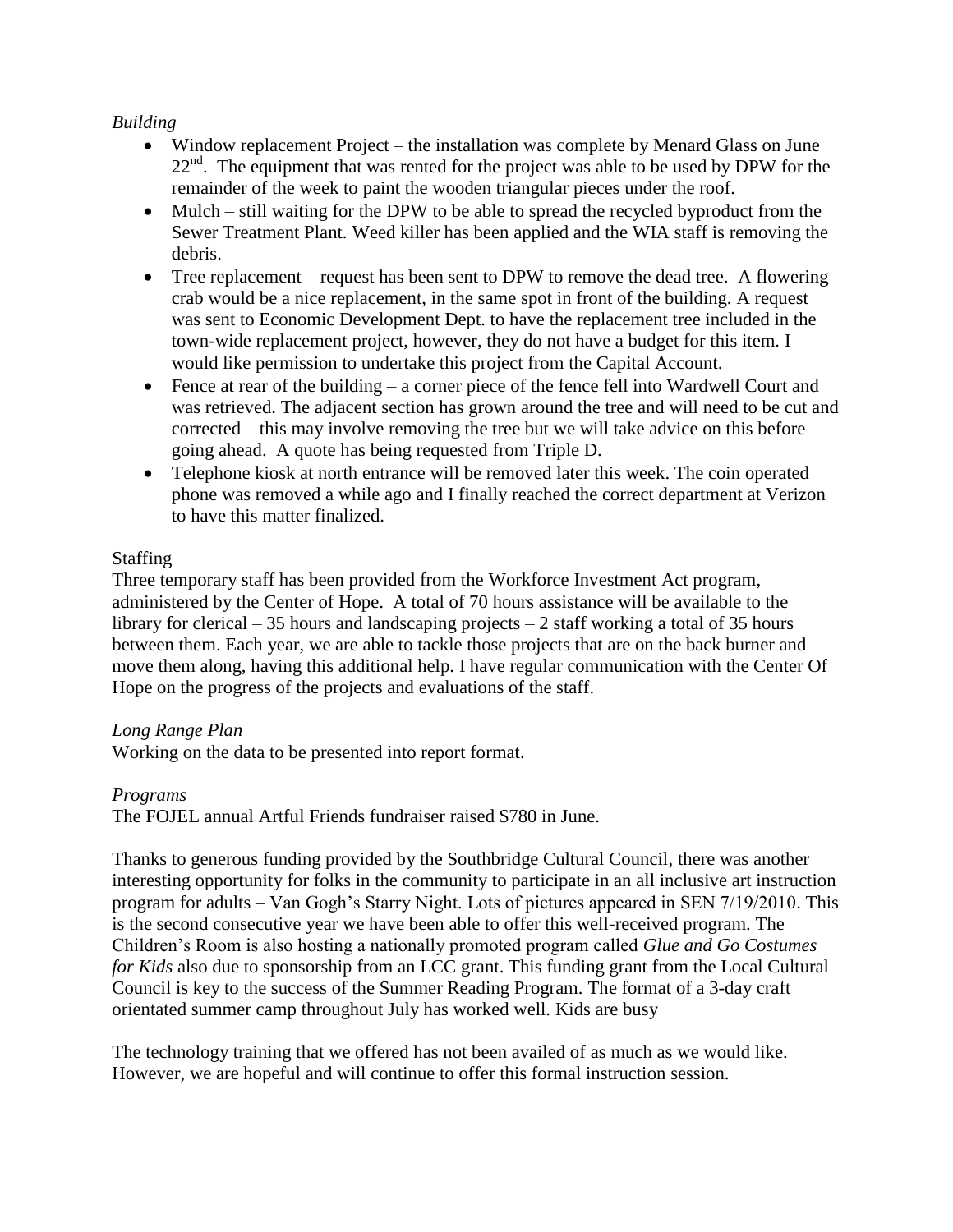*Building*

- Window replacement Project – the installation was complete by Menard Glass on June 22nd. The equipment that was rented for the project was able to be used by DPW for the remainder of the week to paint the wooden triangular pieces under the roof.
- Mulch – still waiting for the DPW to be able to spread the recycled byproduct from the Sewer Treatment Plant. Weed killer has been applied and the WIA staff is removing the debris.
- Tree replacement – request has been sent to DPW to remove the dead tree. A flowering crab would be a nice replacement, in the same spot in front of the building. A request was sent to Economic Development Dept. to have the replacement tree included in the town-wide replacement project, however, they do not have a budget for this item. I would like permission to undertake this project from the Capital Account.
- Fence at rear of the building – a corner piece of the fence fell into Wardwell Court and was retrieved. The adjacent section has grown around the tree and will need to be cut and corrected – this may involve removing the tree but we will take advice on this before going ahead. A quote has being requested from Triple D.
- Telephone kiosk at north entrance will be removed later this week. The coin operated phone was removed a while ago and I finally reached the correct department at Verizon to have this matter finalized.

Staffing

Three temporary staff has been provided from the Workforce Investment Act program, administered by the Center of Hope. A total of 70 hours assistance will be available to the library for clerical – 35 hours and landscaping projects – 2 staff working a total of 35 hours between them. Each year, we are able to tackle those projects that are on the back burner and move them along, having this additional help. I have regular communication with the Center Of Hope on the progress of the projects and evaluations of the staff.

*Long Range Plan*

Working on the data to be presented into report format.

*Programs*

The FOJEL annual Artful Friends fundraiser raised $780 in June.

Thanks to generous funding provided by the Southbridge Cultural Council, there was another interesting opportunity for folks in the community to participate in an all inclusive art instruction program for adults – Van Gogh's Starry Night. Lots of pictures appeared in SEN 7/19/2010. This is the second consecutive year we have been able to offer this well-received program. The Children's Room is also hosting a nationally promoted program called *Glue and Go Costumes for Kids* also due to sponsorship from an LCC grant. This funding grant from the Local Cultural Council is key to the success of the Summer Reading Program. The format of a 3-day craft orientated summer camp throughout July has worked well. Kids are busy

The technology training that we offered has not been availed of as much as we would like. However, we are hopeful and will continue to offer this formal instruction session.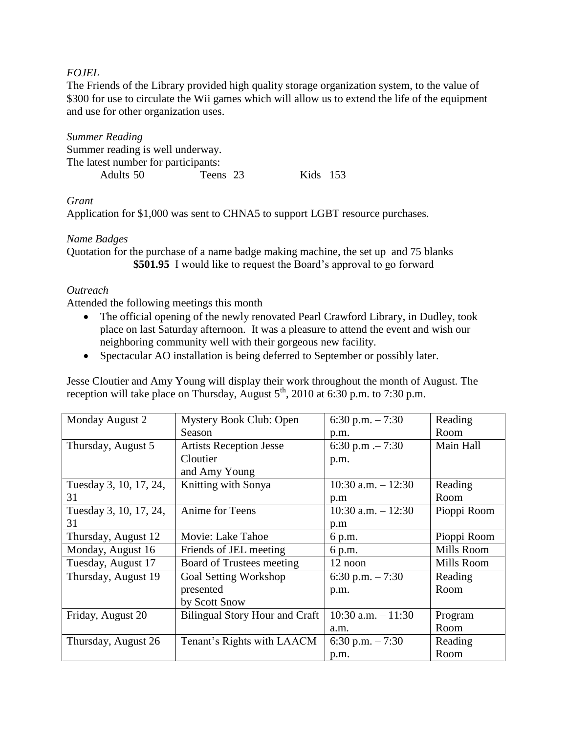*FOJEL*

The Friends of the Library provided high quality storage organization system, to the value of $300 for use to circulate the Wii games which will allow us to extend the life of the equipment and use for other organization uses.

*Summer Reading*

Summer reading is well underway.
The latest number for participants:

Adults 50 Teens 23 Kids 153

*Grant*

Application for $1,000 was sent to CHNA5 to support LGBT resource purchases.

*Name Badges*

Quotation for the purchase of a name badge making machine, the set up and 75 blanks
**$501.95** I would like to request the Board's approval to go forward

*Outreach*

Attended the following meetings this month

- The official opening of the newly renovated Pearl Crawford Library, in Dudley, took place on last Saturday afternoon. It was a pleasure to attend the event and wish our neighboring community well with their gorgeous new facility.
- Spectacular AO installation is being deferred to September or possibly later.

Jesse Cloutier and Amy Young will display their work throughout the month of August. The reception will take place on Thursday, August 5th, 2010 at 6:30 p.m. to 7:30 p.m.

| | | | |
|---|---|---|---|
| Monday August 2 | Mystery Book Club: Open Season | 6:30 p.m. – 7:30 p.m. | Reading Room |
| Thursday, August 5 | Artists Reception Jesse Cloutier and Amy Young | 6:30 p.m .– 7:30 p.m. | Main Hall |
| Tuesday 3, 10, 17, 24, 31 | Knitting with Sonya | 10:30 a.m. – 12:30 p.m | Reading Room |
| Tuesday 3, 10, 17, 24, 31 | Anime for Teens | 10:30 a.m. – 12:30 p.m | Pioppi Room |
| Thursday, August 12 | Movie: Lake Tahoe | 6 p.m. | Pioppi Room |
| Monday, August 16 | Friends of JEL meeting | 6 p.m. | Mills Room |
| Tuesday, August 17 | Board of Trustees meeting | 12 noon | Mills Room |
| Thursday, August 19 | Goal Setting Workshop presented by Scott Snow | 6:30 p.m. – 7:30 p.m. | Reading Room |
| Friday, August 20 | Bilingual Story Hour and Craft | 10:30 a.m. – 11:30 a.m. | Program Room |
| Thursday, August 26 | Tenant's Rights with LAACM | 6:30 p.m. – 7:30 p.m. | Reading Room |